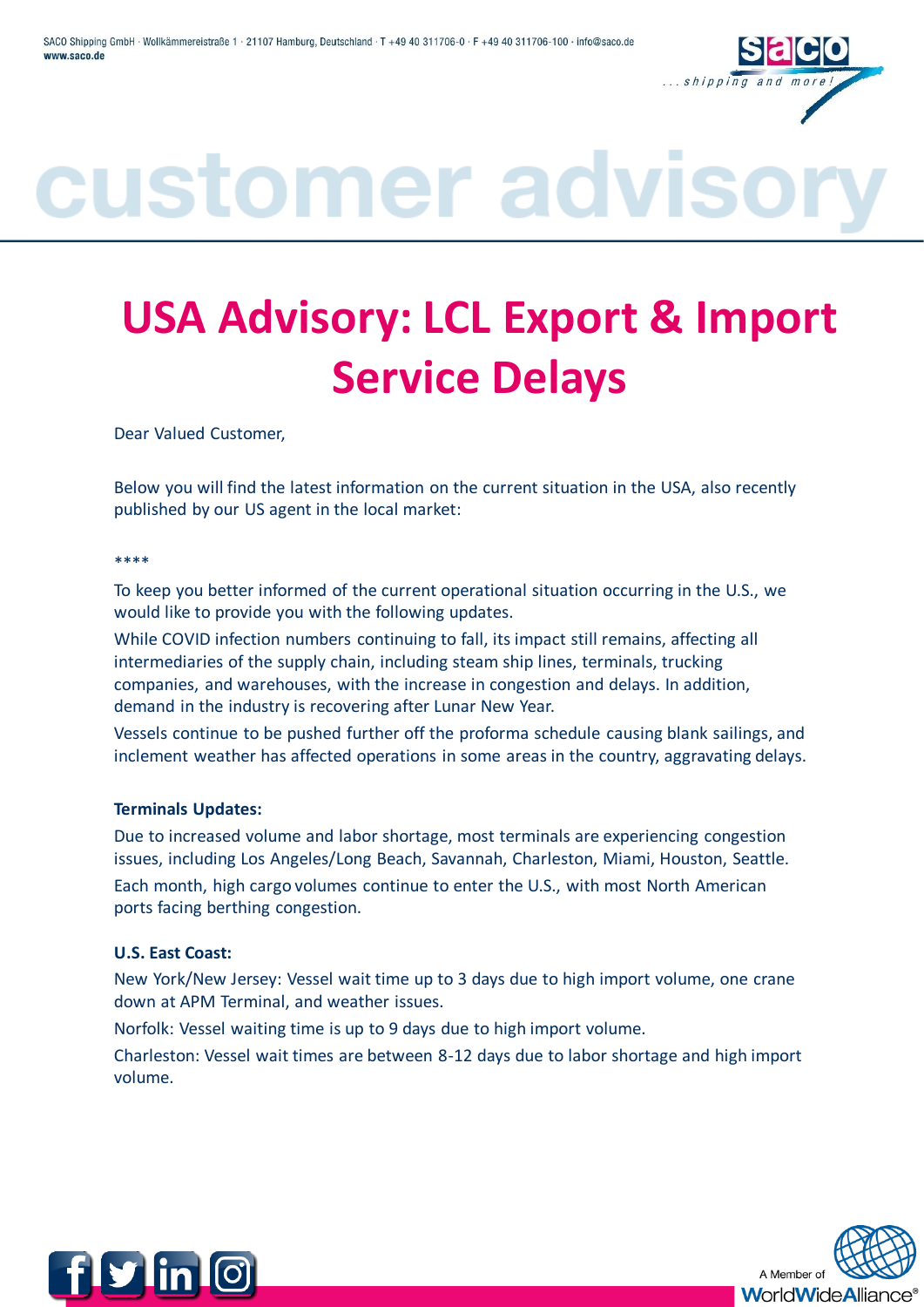# customer advisory

# USA Advisory: LCL Export & Import Service Delays

Dear Valued Customer,

Below you will find the latest information on the current situation in the USA, also recently published by our US agent in the local market:

****

To keep you better informed of the current operational situation occurring in the U.S., we would like to provide you with the following updates.

While COVID infection numbers continuing to fall, its impact still remains, affecting all intermediaries of the supply chain, including steam ship lines, terminals, trucking companies, and warehouses, with the increase in congestion and delays. In addition, demand in the industry is recovering after Lunar New Year.

Vessels continue to be pushed further off the proforma schedule causing blank sailings, and inclement weather has affected operations in some areas in the country, aggravating delays.

**Terminals Updates:**

Due to increased volume and labor shortage, most terminals are experiencing congestion issues, including Los Angeles/Long Beach, Savannah, Charleston, Miami, Houston, Seattle.

Each month, high cargo volumes continue to enter the U.S., with most North American ports facing berthing congestion.

**U.S. East Coast:**

New York/New Jersey: Vessel wait time up to 3 days due to high import volume, one crane down at APM Terminal, and weather issues.

Norfolk: Vessel waiting time is up to 9 days due to high import volume.

Charleston: Vessel wait times are between 8-12 days due to labor shortage and high import volume.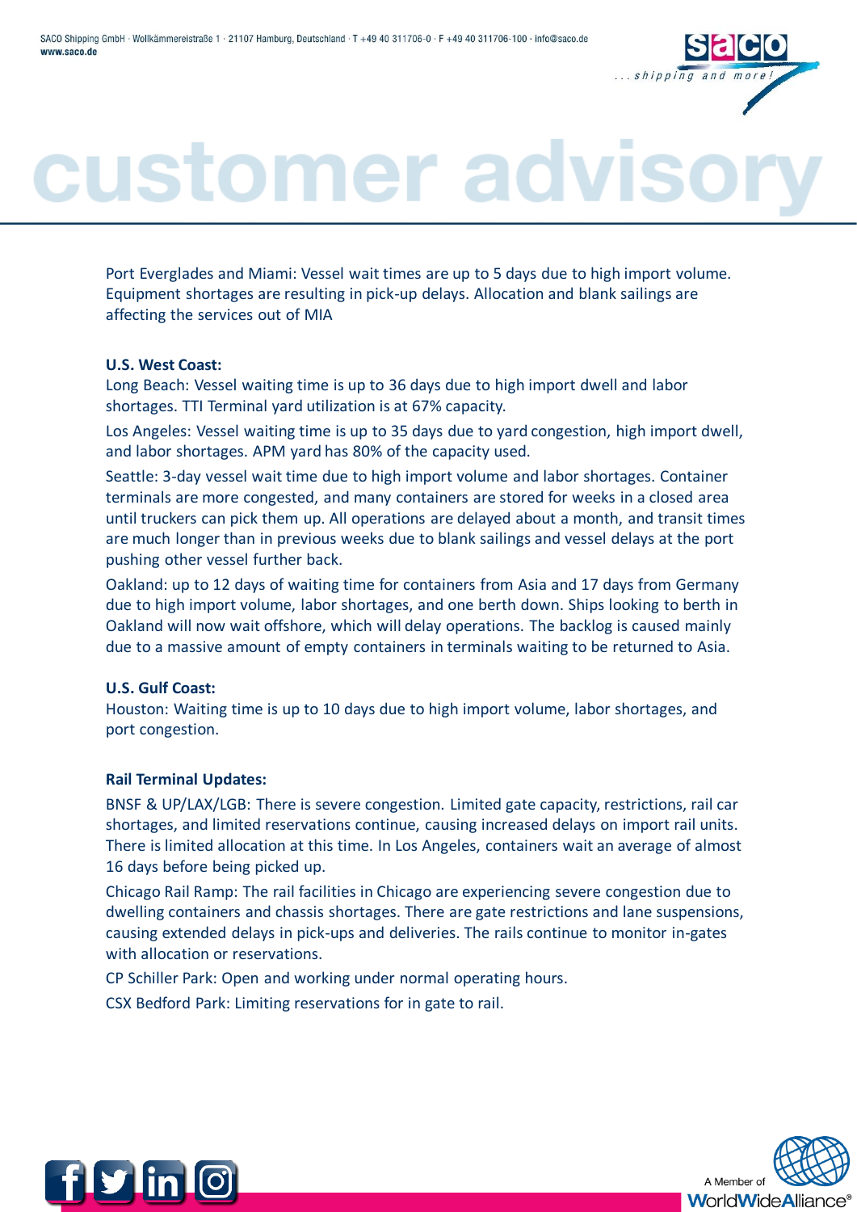Port Everglades and Miami: Vessel wait times are up to 5 days due to high import volume. Equipment shortages are resulting in pick-up delays. Allocation and blank sailings are affecting the services out of MIA

**U.S. West Coast:**

Long Beach: Vessel waiting time is up to 36 days due to high import dwell and labor shortages. TTI Terminal yard utilization is at 67% capacity.

Los Angeles: Vessel waiting time is up to 35 days due to yard congestion, high import dwell, and labor shortages. APM yard has 80% of the capacity used.

Seattle: 3-day vessel wait time due to high import volume and labor shortages. Container terminals are more congested, and many containers are stored for weeks in a closed area until truckers can pick them up. All operations are delayed about a month, and transit times are much longer than in previous weeks due to blank sailings and vessel delays at the port pushing other vessel further back.

Oakland: up to 12 days of waiting time for containers from Asia and 17 days from Germany due to high import volume, labor shortages, and one berth down. Ships looking to berth in Oakland will now wait offshore, which will delay operations. The backlog is caused mainly due to a massive amount of empty containers in terminals waiting to be returned to Asia.

**U.S. Gulf Coast:**

Houston: Waiting time is up to 10 days due to high import volume, labor shortages, and port congestion.

**Rail Terminal Updates:**

BNSF & UP/LAX/LGB: There is severe congestion. Limited gate capacity, restrictions, rail car shortages, and limited reservations continue, causing increased delays on import rail units. There is limited allocation at this time. In Los Angeles, containers wait an average of almost 16 days before being picked up.

Chicago Rail Ramp: The rail facilities in Chicago are experiencing severe congestion due to dwelling containers and chassis shortages. There are gate restrictions and lane suspensions, causing extended delays in pick-ups and deliveries. The rails continue to monitor in-gates with allocation or reservations.

CP Schiller Park: Open and working under normal operating hours.

CSX Bedford Park: Limiting reservations for in gate to rail.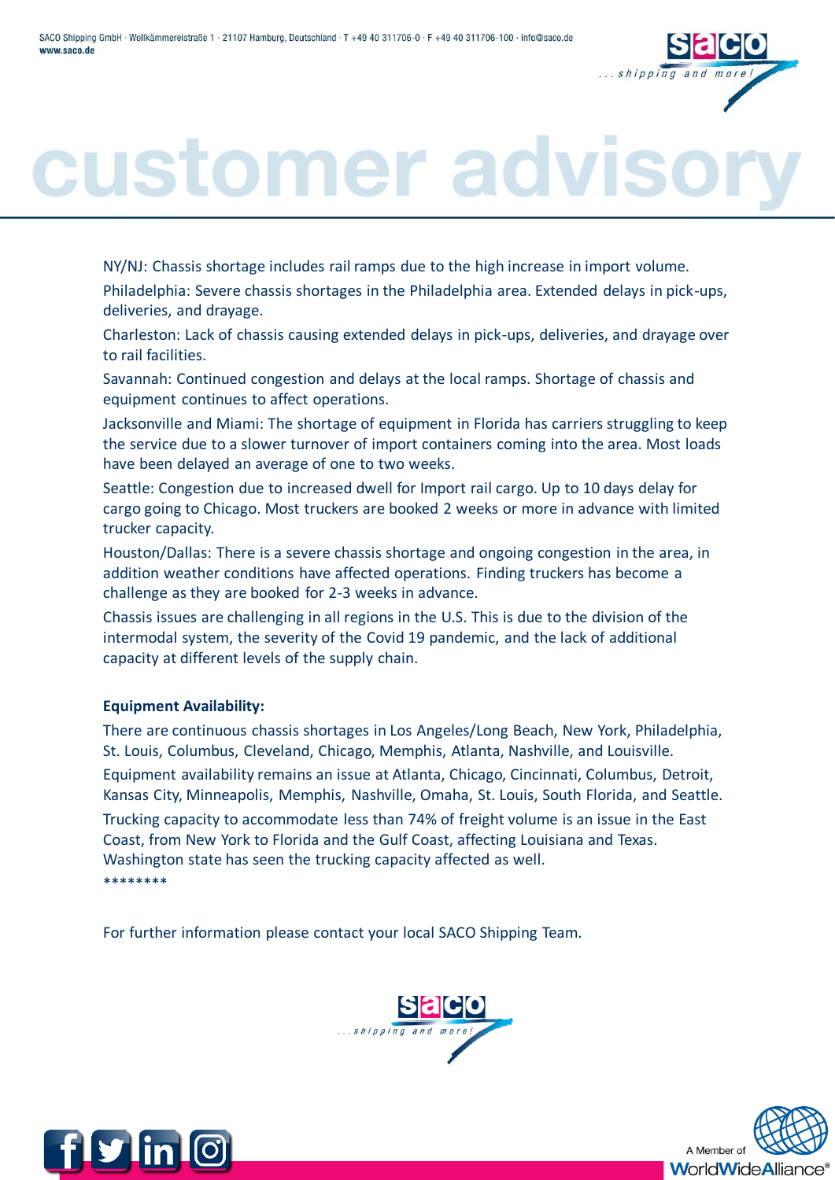NY/NJ: Chassis shortage includes rail ramps due to the high increase in import volume.

Philadelphia: Severe chassis shortages in the Philadelphia area. Extended delays in pick-ups, deliveries, and drayage.

Charleston: Lack of chassis causing extended delays in pick-ups, deliveries, and drayage over to rail facilities.

Savannah: Continued congestion and delays at the local ramps. Shortage of chassis and equipment continues to affect operations.

Jacksonville and Miami: The shortage of equipment in Florida has carriers struggling to keep the service due to a slower turnover of import containers coming into the area. Most loads have been delayed an average of one to two weeks.

Seattle: Congestion due to increased dwell for Import rail cargo. Up to 10 days delay for cargo going to Chicago. Most truckers are booked 2 weeks or more in advance with limited trucker capacity.

Houston/Dallas: There is a severe chassis shortage and ongoing congestion in the area, in addition weather conditions have affected operations. Finding truckers has become a challenge as they are booked for 2-3 weeks in advance.

Chassis issues are challenging in all regions in the U.S. This is due to the division of the intermodal system, the severity of the Covid 19 pandemic, and the lack of additional capacity at different levels of the supply chain.

**Equipment Availability:**

There are continuous chassis shortages in Los Angeles/Long Beach, New York, Philadelphia, St. Louis, Columbus, Cleveland, Chicago, Memphis, Atlanta, Nashville, and Louisville.

Equipment availability remains an issue at Atlanta, Chicago, Cincinnati, Columbus, Detroit, Kansas City, Minneapolis, Memphis, Nashville, Omaha, St. Louis, South Florida, and Seattle.

Trucking capacity to accommodate less than 74% of freight volume is an issue in the East Coast, from New York to Florida and the Gulf Coast, affecting Louisiana and Texas. Washington state has seen the trucking capacity affected as well.

********

For further information please contact your local SACO Shipping Team.